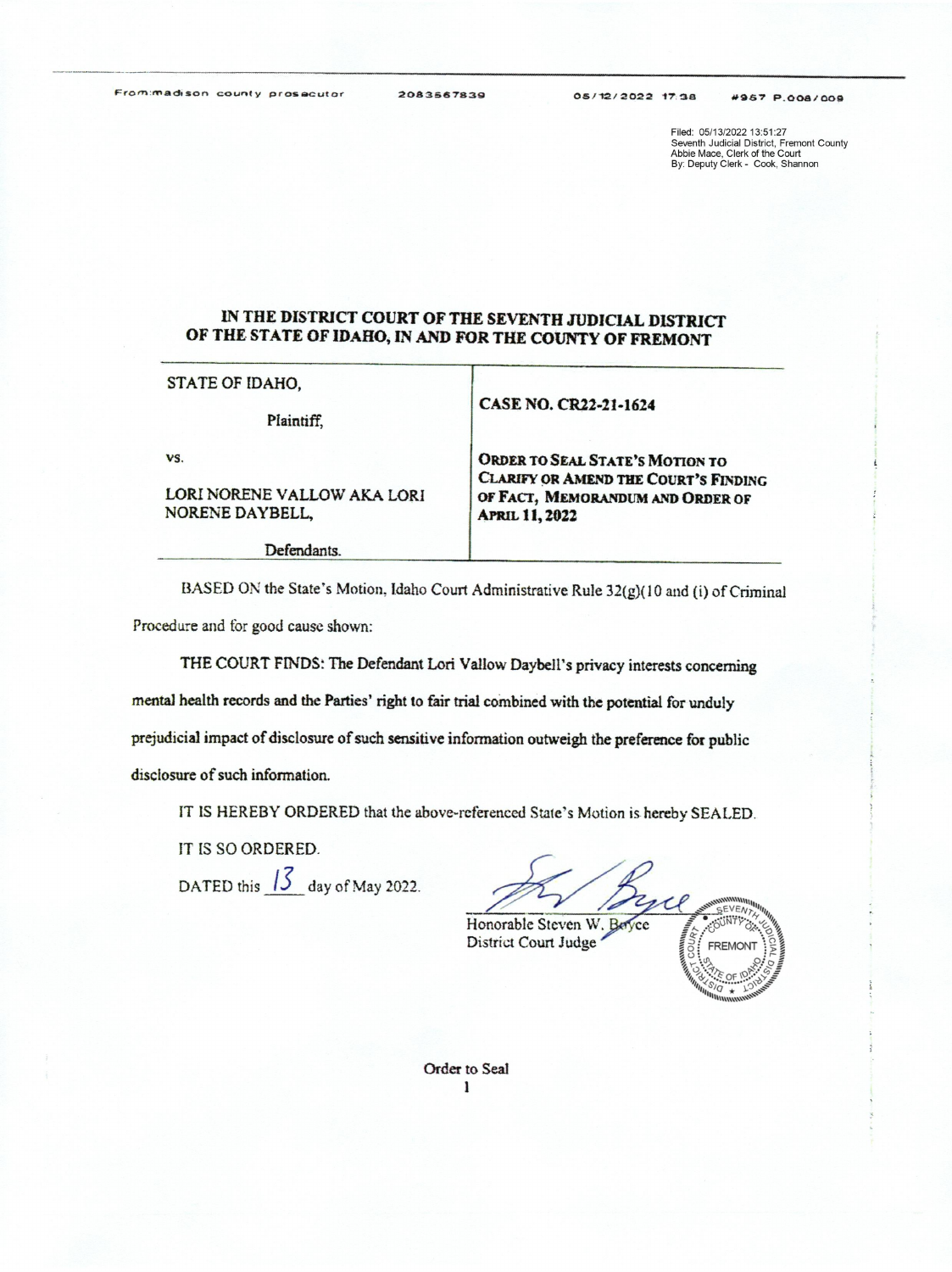From:madison county prosecutor 2083567839 05/12/2022 17:38 #957 P.008/009

Filed: 05/13/2022 13:51:27
Seventh Judicial District, Fremont County
Abbie Mace, Clerk of the Court
By: Deputy Clerk - Cook, Shannon

**IN THE DISTRICT COURT OF THE SEVENTH JUDICIAL DISTRICT OF THE STATE OF IDAHO, IN AND FOR THE COUNTY OF FREMONT**

| | |
|---|---|
| STATE OF IDAHO,<br><br>Plaintiff,<br><br>vs.<br><br>LORI NORENE VALLOW AKA LORI NORENE DAYBELL,<br><br>Defendants. | **CASE NO. CR22-21-1624**<br><br>**ORDER TO SEAL STATE'S MOTION TO CLARIFY OR AMEND THE COURT'S FINDING OF FACT, MEMORANDUM AND ORDER OF APRIL 11, 2022** |

BASED ON the State's Motion, Idaho Court Administrative Rule 32(g)(10 and (i) of Criminal Procedure and for good cause shown:

**THE COURT FINDS: The Defendant Lori Vallow Daybell's privacy interests concerning mental health records and the Parties' right to fair trial combined with the potential for unduly prejudicial impact of disclosure of such sensitive information outweigh the preference for public disclosure of such information.**

IT IS HEREBY ORDERED that the above-referenced State's Motion is hereby SEALED.

IT IS SO ORDERED.

DATED this 13 day of May 2022.

Honorable Steven W. Boyce
District Court Judge

Order to Seal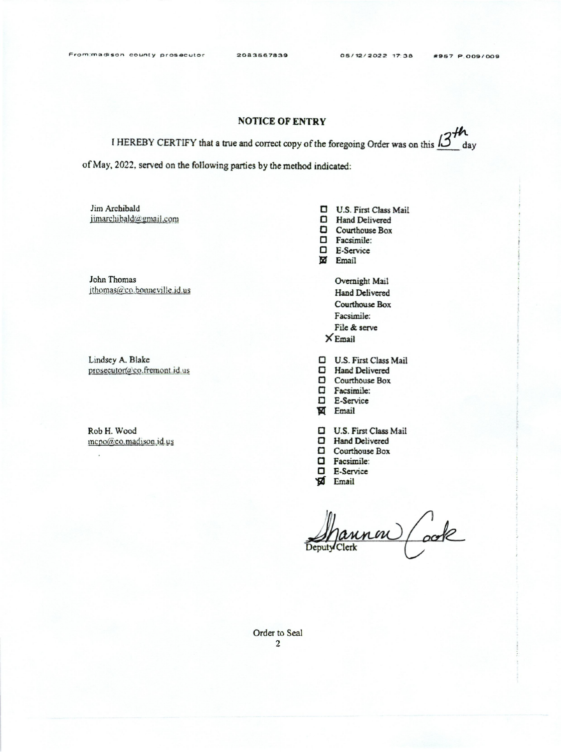## NOTICE OF ENTRY

I HEREBY CERTIFY that a true and correct copy of the foregoing Order was on this 13th day of May, 2022, served on the following parties by the method indicated:

| | |
|---|---|
| Jim Archibald<br>jimarchibald@gmail.com | ☐ U.S. First Class Mail<br>☐ Hand Delivered<br>☐ Courthouse Box<br>☐ Facsimile:<br>☐ E-Service<br>☒ Email |
| John Thomas<br>jthomas@co.bonneville.id.us | Overnight Mail<br>Hand Delivered<br>Courthouse Box<br>Facsimile:<br>File & serve<br>X Email |
| Lindsey A. Blake<br>prosecutor@co.fremont.id.us | ☐ U.S. First Class Mail<br>☐ Hand Delivered<br>☐ Courthouse Box<br>☐ Facsimile:<br>☐ E-Service<br>☒ Email |
| Rob H. Wood<br>mcpo@co.madison.id.us | ☐ U.S. First Class Mail<br>☐ Hand Delivered<br>☐ Courthouse Box<br>☐ Facsimile:<br>☐ E-Service<br>☒ Email |

Shannon Cook
Deputy Clerk

Order to Seal